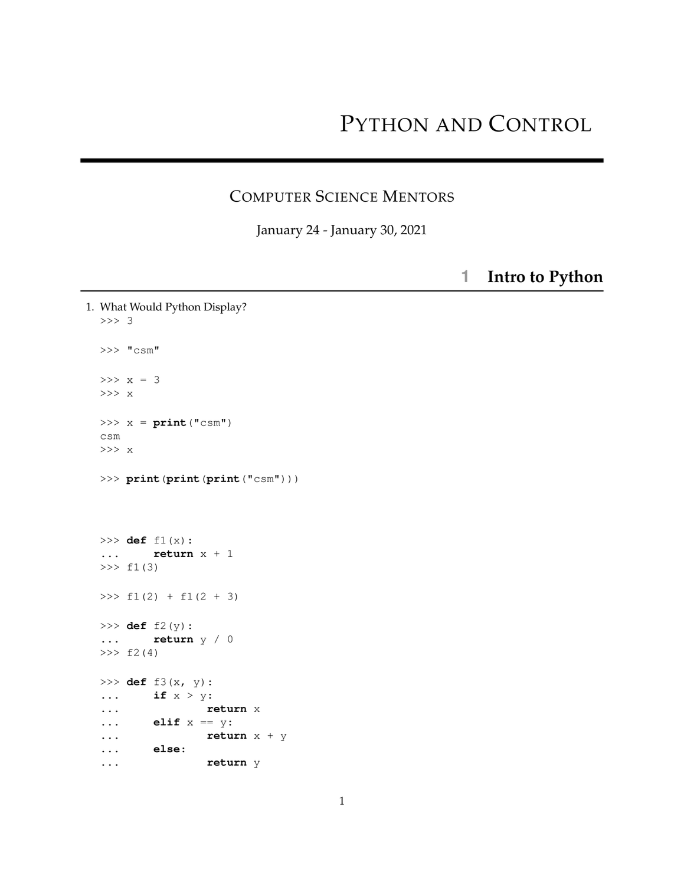# Python and Control

## Computer Science Mentors

January 24 - January 30, 2021

## 1 Intro to Python

1. What Would Python Display?

```
>>> 3

>>> "csm"

>>> x = 3
>>> x

>>> x = print("csm")
csm
>>> x

>>> print(print(print("csm")))




>>> def f1(x):
...     return x + 1
>>> f1(3)

>>> f1(2) + f1(2 + 3)

>>> def f2(y):
...     return y / 0
>>> f2(4)

>>> def f3(x, y):
...     if x > y:
...             return x
...     elif x == y:
...             return x + y
...     else:
...             return y
```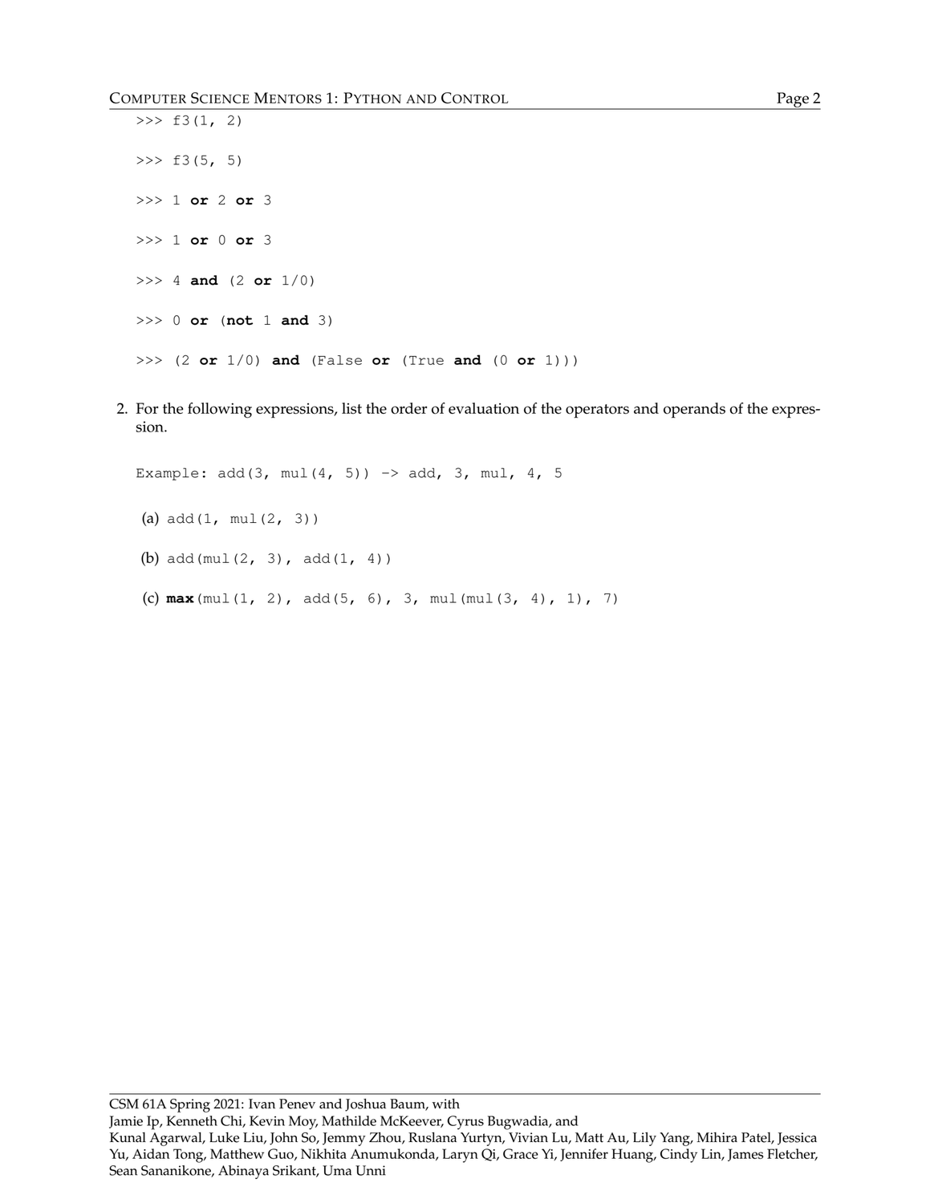```
>>> f3(1, 2)

>>> f3(5, 5)

>>> 1 or 2 or 3

>>> 1 or 0 or 3

>>> 4 and (2 or 1/0)

>>> 0 or (not 1 and 3)

>>> (2 or 1/0) and (False or (True and (0 or 1)))
```

2. For the following expressions, list the order of evaluation of the operators and operands of the expression.

   ```
   Example: add(3, mul(4, 5)) -> add, 3, mul, 4, 5
   ```

   (a) `add(1, mul(2, 3))`

   (b) `add(mul(2, 3), add(1, 4))`

   (c) `max(mul(1, 2), add(5, 6), 3, mul(mul(3, 4), 1), 7)`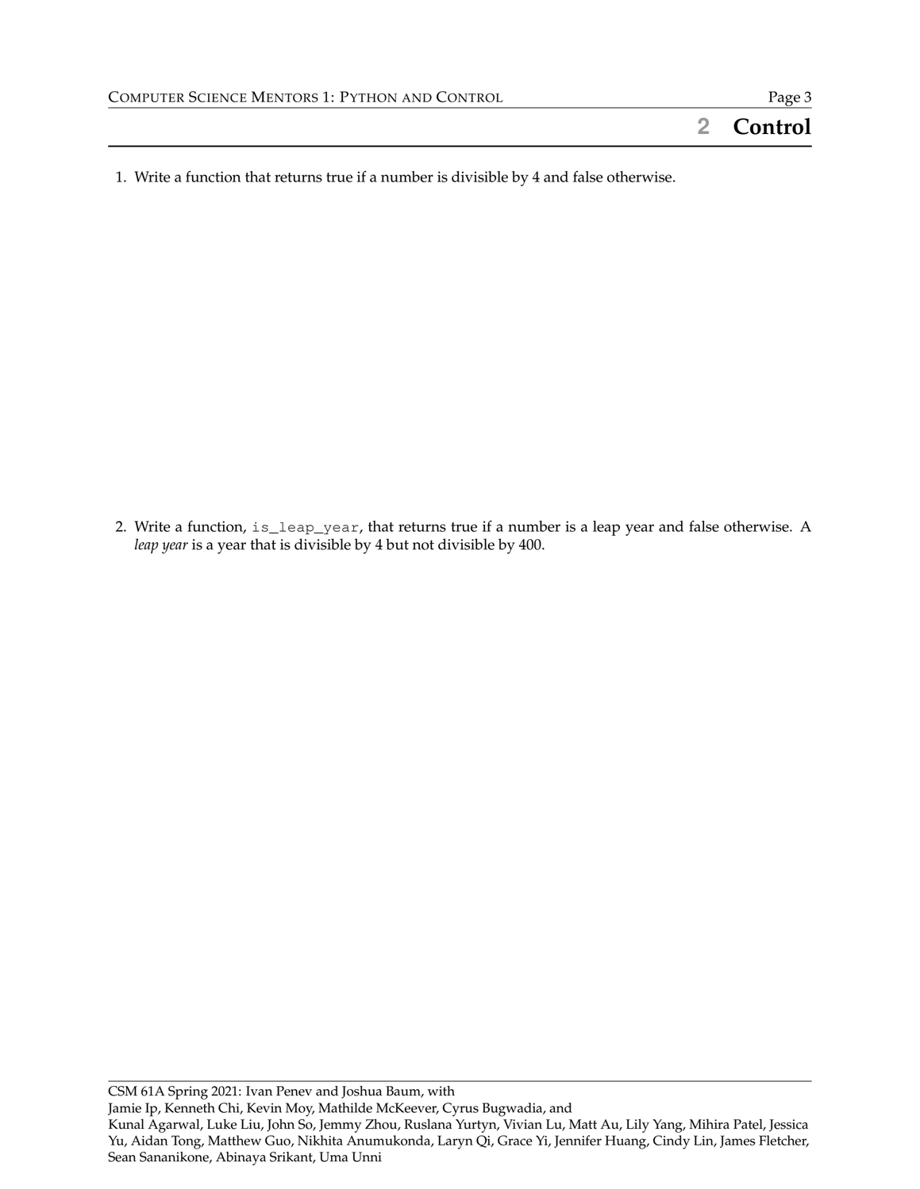## 2 Control

1. Write a function that returns true if a number is divisible by 4 and false otherwise.

2. Write a function, `is_leap_year`, that returns true if a number is a leap year and false otherwise. A *leap year* is a year that is divisible by 4 but not divisible by 400.

CSM 61A Spring 2021: Ivan Penev and Joshua Baum, with
Jamie Ip, Kenneth Chi, Kevin Moy, Mathilde McKeever, Cyrus Bugwadia, and
Kunal Agarwal, Luke Liu, John So, Jemmy Zhou, Ruslana Yurtyn, Vivian Lu, Matt Au, Lily Yang, Mihira Patel, Jessica Yu, Aidan Tong, Matthew Guo, Nikhita Anumukonda, Laryn Qi, Grace Yi, Jennifer Huang, Cindy Lin, James Fletcher, Sean Sananikone, Abinaya Srikant, Uma Unni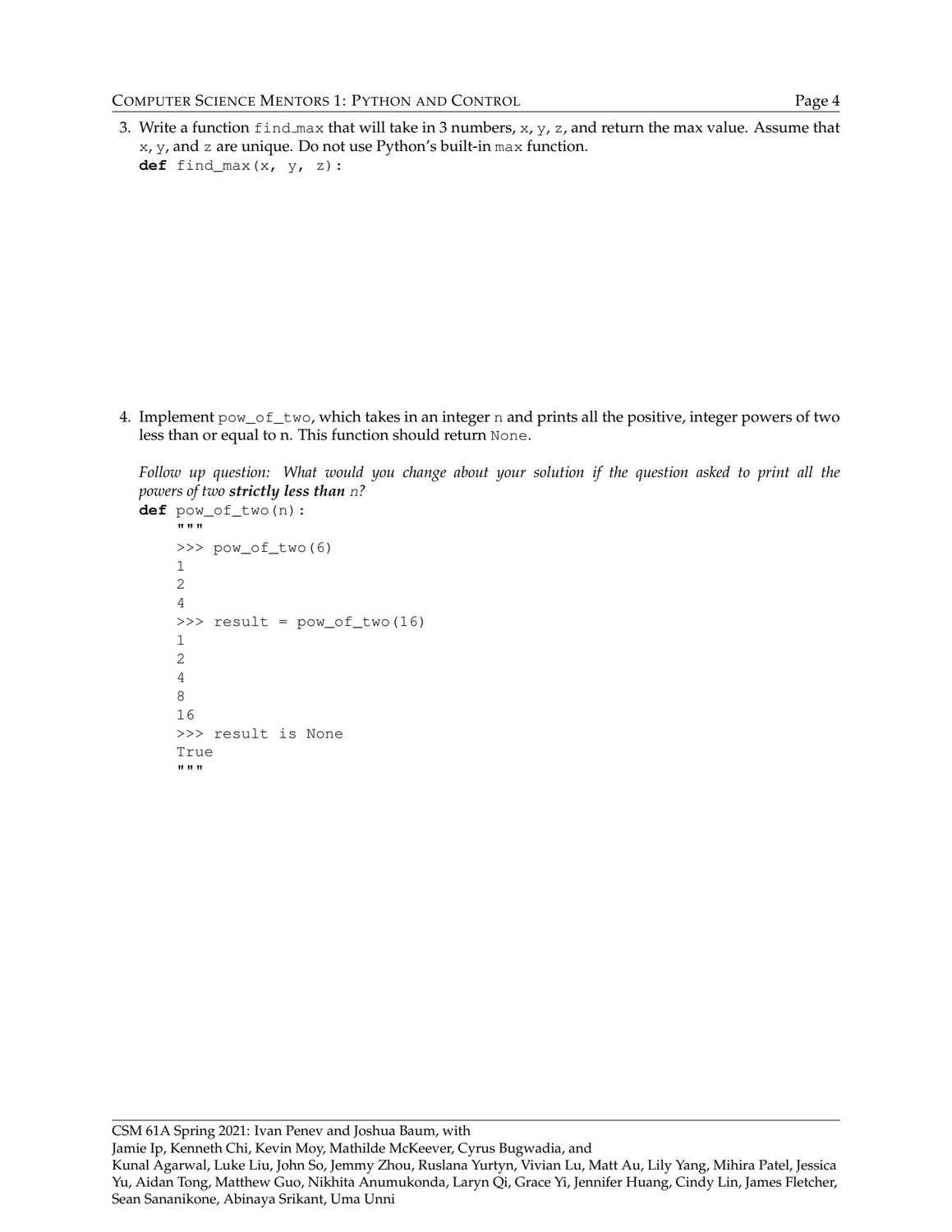3. Write a function `find_max` that will take in 3 numbers, `x`, `y`, `z`, and return the max value. Assume that `x`, `y`, and `z` are unique. Do not use Python's built-in `max` function.

```python
def find_max(x, y, z):
```

4. Implement `pow_of_two`, which takes in an integer `n` and prints all the positive, integer powers of two less than or equal to n. This function should return `None`.

   *Follow up question: What would you change about your solution if the question asked to print all the powers of two* ***strictly less than*** *`n`?*

```python
def pow_of_two(n):
    """
    >>> pow_of_two(6)
    1
    2
    4
    >>> result = pow_of_two(16)
    1
    2
    4
    8
    16
    >>> result is None
    True
    """
```

CSM 61A Spring 2021: Ivan Penev and Joshua Baum, with
Jamie Ip, Kenneth Chi, Kevin Moy, Mathilde McKeever, Cyrus Bugwadia, and
Kunal Agarwal, Luke Liu, John So, Jemmy Zhou, Ruslana Yurtyn, Vivian Lu, Matt Au, Lily Yang, Mihira Patel, Jessica Yu, Aidan Tong, Matthew Guo, Nikhita Anumukonda, Laryn Qi, Grace Yi, Jennifer Huang, Cindy Lin, James Fletcher, Sean Sananikone, Abinaya Srikant, Uma Unni